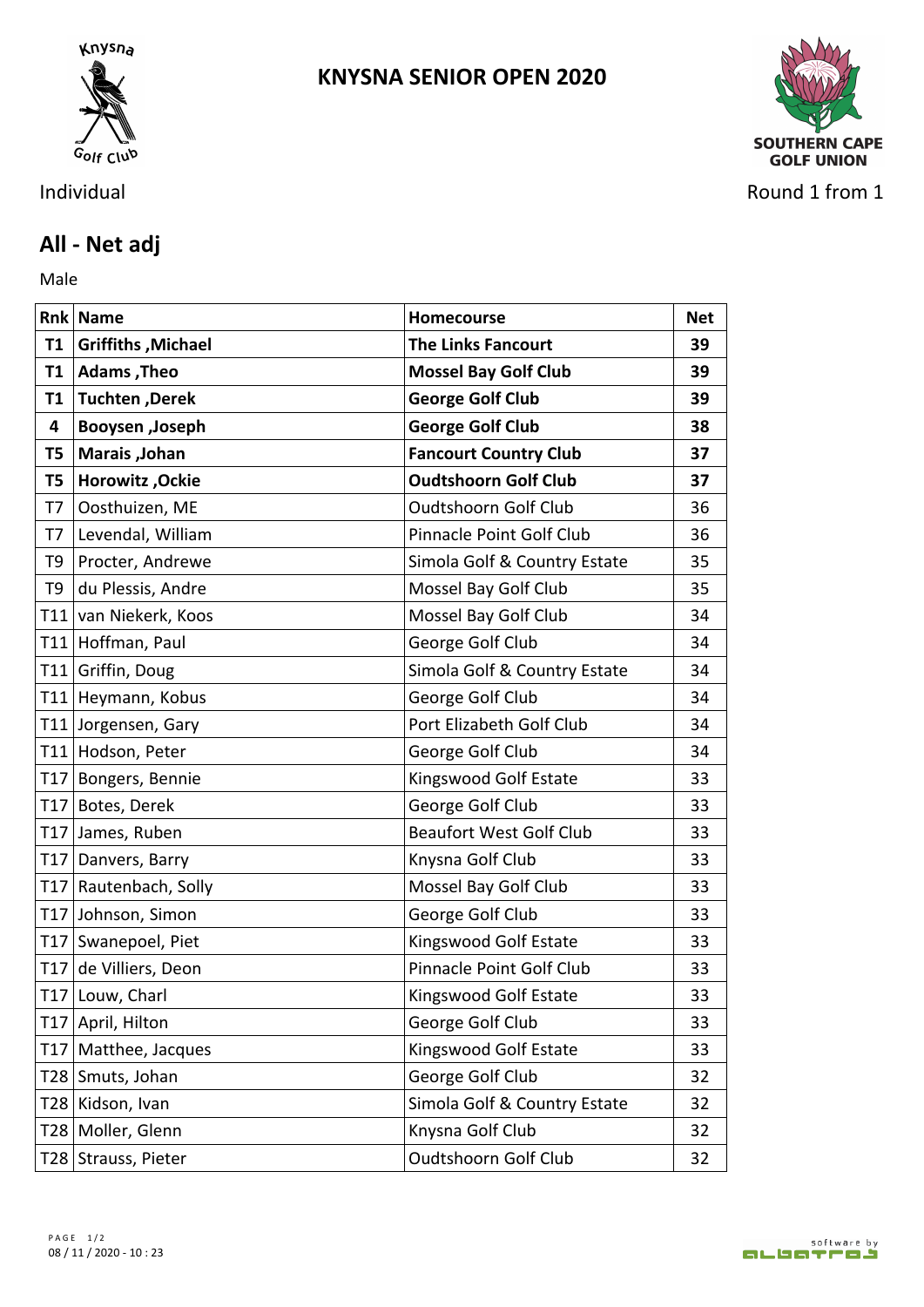# KNYSNA SENIOR OPEN 2020

Individual

Round 1 from 1

## All - Net adj

Male

| Rnk | Name | Homecourse | Net |
|---|---|---|---|
| **T1** | **Griffiths ,Michael** | **The Links Fancourt** | **39** |
| **T1** | **Adams ,Theo** | **Mossel Bay Golf Club** | **39** |
| **T1** | **Tuchten ,Derek** | **George Golf Club** | **39** |
| **4** | **Booysen ,Joseph** | **George Golf Club** | **38** |
| **T5** | **Marais ,Johan** | **Fancourt Country Club** | **37** |
| **T5** | **Horowitz ,Ockie** | **Oudtshoorn Golf Club** | **37** |
| T7 | Oosthuizen, ME | Oudtshoorn Golf Club | 36 |
| T7 | Levendal, William | Pinnacle Point Golf Club | 36 |
| T9 | Procter, Andrewe | Simola Golf & Country Estate | 35 |
| T9 | du Plessis, Andre | Mossel Bay Golf Club | 35 |
| T11 | van Niekerk, Koos | Mossel Bay Golf Club | 34 |
| T11 | Hoffman, Paul | George Golf Club | 34 |
| T11 | Griffin, Doug | Simola Golf & Country Estate | 34 |
| T11 | Heymann, Kobus | George Golf Club | 34 |
| T11 | Jorgensen, Gary | Port Elizabeth Golf Club | 34 |
| T11 | Hodson, Peter | George Golf Club | 34 |
| T17 | Bongers, Bennie | Kingswood Golf Estate | 33 |
| T17 | Botes, Derek | George Golf Club | 33 |
| T17 | James, Ruben | Beaufort West Golf Club | 33 |
| T17 | Danvers, Barry | Knysna Golf Club | 33 |
| T17 | Rautenbach, Solly | Mossel Bay Golf Club | 33 |
| T17 | Johnson, Simon | George Golf Club | 33 |
| T17 | Swanepoel, Piet | Kingswood Golf Estate | 33 |
| T17 | de Villiers, Deon | Pinnacle Point Golf Club | 33 |
| T17 | Louw, Charl | Kingswood Golf Estate | 33 |
| T17 | April, Hilton | George Golf Club | 33 |
| T17 | Matthee, Jacques | Kingswood Golf Estate | 33 |
| T28 | Smuts, Johan | George Golf Club | 32 |
| T28 | Kidson, Ivan | Simola Golf & Country Estate | 32 |
| T28 | Moller, Glenn | Knysna Golf Club | 32 |
| T28 | Strauss, Pieter | Oudtshoorn Golf Club | 32 |

08 / 11 / 2020 - 10 : 23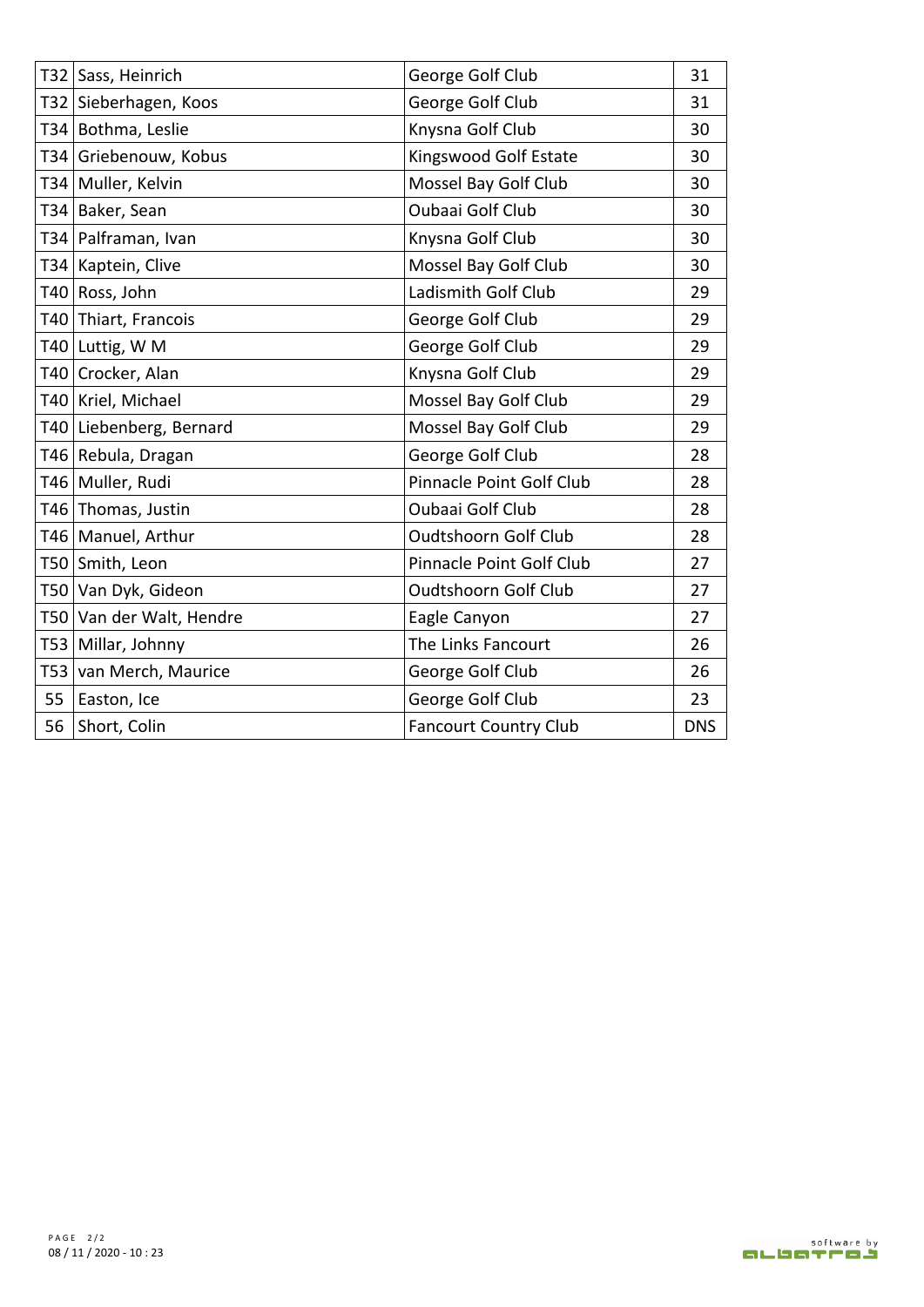| | | | |
|---|---|---|---|
| T32 | Sass, Heinrich | George Golf Club | 31 |
| T32 | Sieberhagen, Koos | George Golf Club | 31 |
| T34 | Bothma, Leslie | Knysna Golf Club | 30 |
| T34 | Griebenouw, Kobus | Kingswood Golf Estate | 30 |
| T34 | Muller, Kelvin | Mossel Bay Golf Club | 30 |
| T34 | Baker, Sean | Oubaai Golf Club | 30 |
| T34 | Palframan, Ivan | Knysna Golf Club | 30 |
| T34 | Kaptein, Clive | Mossel Bay Golf Club | 30 |
| T40 | Ross, John | Ladismith Golf Club | 29 |
| T40 | Thiart, Francois | George Golf Club | 29 |
| T40 | Luttig, W M | George Golf Club | 29 |
| T40 | Crocker, Alan | Knysna Golf Club | 29 |
| T40 | Kriel, Michael | Mossel Bay Golf Club | 29 |
| T40 | Liebenberg, Bernard | Mossel Bay Golf Club | 29 |
| T46 | Rebula, Dragan | George Golf Club | 28 |
| T46 | Muller, Rudi | Pinnacle Point Golf Club | 28 |
| T46 | Thomas, Justin | Oubaai Golf Club | 28 |
| T46 | Manuel, Arthur | Oudtshoorn Golf Club | 28 |
| T50 | Smith, Leon | Pinnacle Point Golf Club | 27 |
| T50 | Van Dyk, Gideon | Oudtshoorn Golf Club | 27 |
| T50 | Van der Walt, Hendre | Eagle Canyon | 27 |
| T53 | Millar, Johnny | The Links Fancourt | 26 |
| T53 | van Merch, Maurice | George Golf Club | 26 |
| 55 | Easton, Ice | George Golf Club | 23 |
| 56 | Short, Colin | Fancourt Country Club | DNS |

08 / 11 / 2020 - 10 : 23

software by albatros